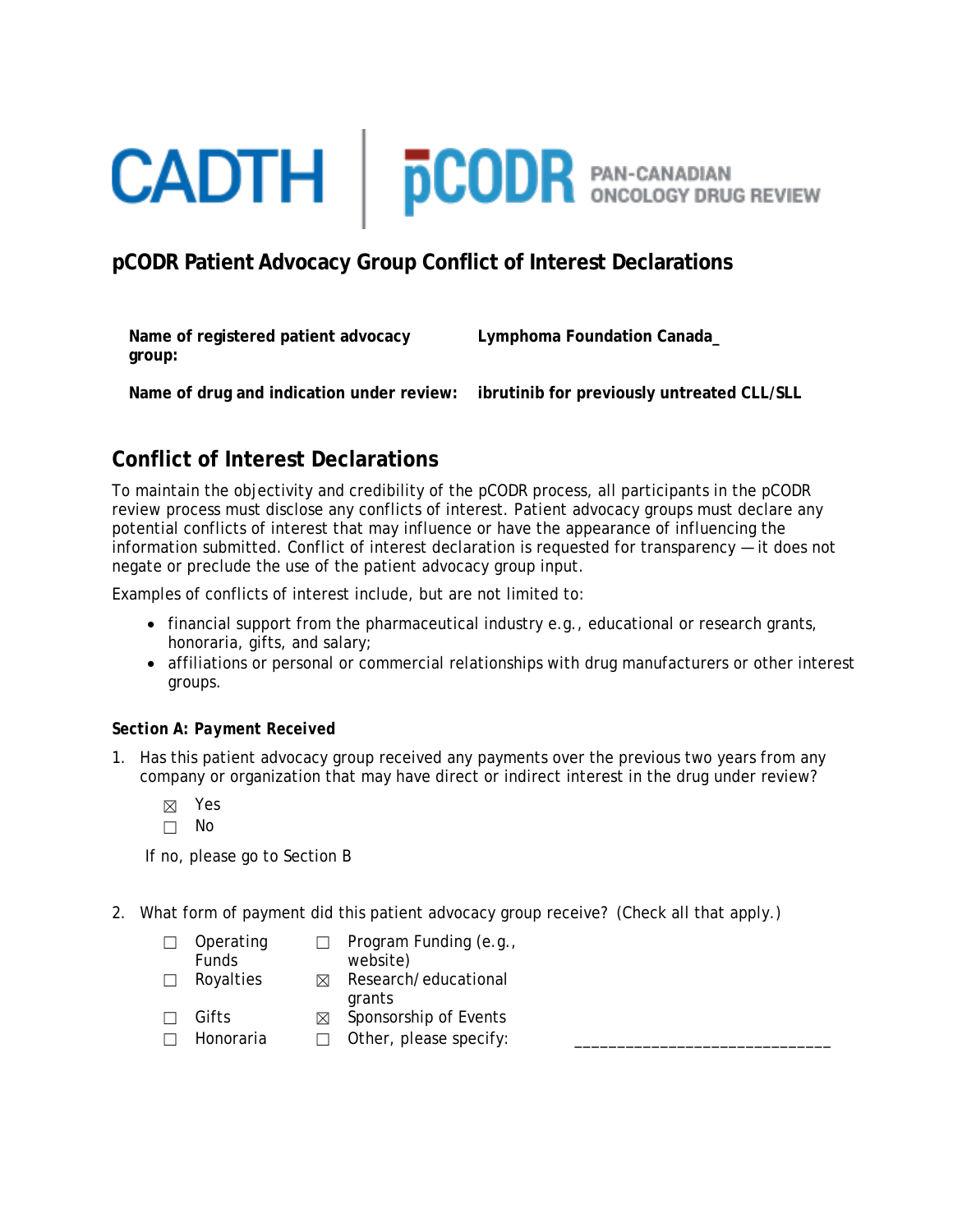CADTH | pCODR PAN-CANADIAN ONCOLOGY DRUG REVIEW

# pCODR Patient Advocacy Group Conflict of Interest Declarations

**Name of registered patient advocacy group:** **Lymphoma Foundation Canada_**

**Name of drug and indication under review:** **ibrutinib for previously untreated CLL/SLL**

## Conflict of Interest Declarations

To maintain the objectivity and credibility of the pCODR process, all participants in the pCODR review process must disclose any conflicts of interest. Patient advocacy groups must declare any potential conflicts of interest that may influence or have the appearance of influencing the information submitted. Conflict of interest declaration is requested for transparency — it does not negate or preclude the use of the patient advocacy group input.

Examples of conflicts of interest include, but are not limited to:

- financial support from the pharmaceutical industry e.g., educational or research grants, honoraria, gifts, and salary;
- affiliations or personal or commercial relationships with drug manufacturers or other interest groups.

### Section A: Payment Received

1. Has this patient advocacy group received any payments over the previous two years from any company or organization that may have direct or indirect interest in the drug under review?

   ☒ Yes
   ☐ No

   If no, please go to Section B

2. What form of payment did this patient advocacy group receive? (Check all that apply.)

   ☐ Operating Funds
   ☐ Royalties
   ☐ Gifts
   ☐ Honoraria
   ☐ Program Funding (e.g., website)
   ☒ Research/educational grants
   ☒ Sponsorship of Events
   ☐ Other, please specify: ____________________________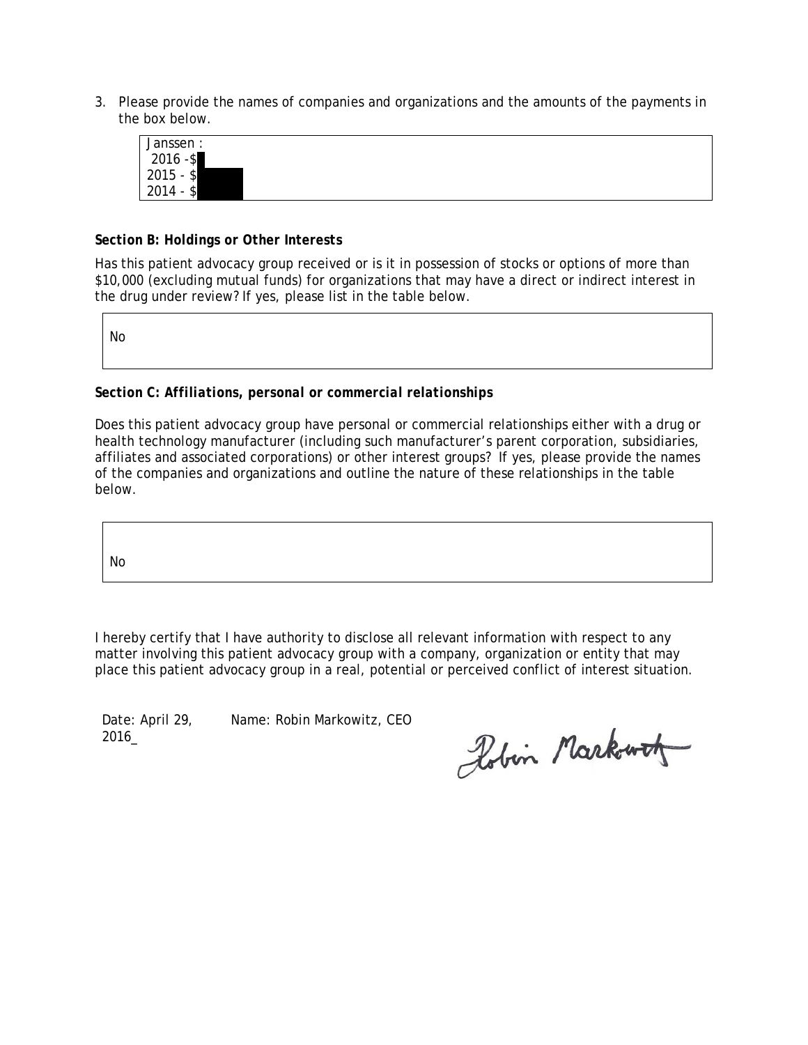3. Please provide the names of companies and organizations and the amounts of the payments in the box below.

| |
|---|
| Janssen :<br>2016 -$<br>2015 - $<br>2014 - $ |

**Section B: Holdings or Other Interests**

Has this patient advocacy group received or is it in possession of stocks or options of more than $10,000 (excluding mutual funds) for organizations that may have a direct or indirect interest in the drug under review? If yes, please list in the table below.

| |
|---|
| No |

**Section C: *Affiliations, personal or commercial relationships***

Does this patient advocacy group have personal or commercial relationships either with a drug or health technology manufacturer (including such manufacturer's parent corporation, subsidiaries, affiliates and associated corporations) or other interest groups? If yes, please provide the names of the companies and organizations and outline the nature of these relationships in the table below.

| |
|---|
| No |

I hereby certify that I have authority to disclose all relevant information with respect to any matter involving this patient advocacy group with a company, organization or entity that may place this patient advocacy group in a real, potential or perceived conflict of interest situation.

Date: April 29, 2016_ Name: Robin Markowitz, CEO

Robin Markowitz